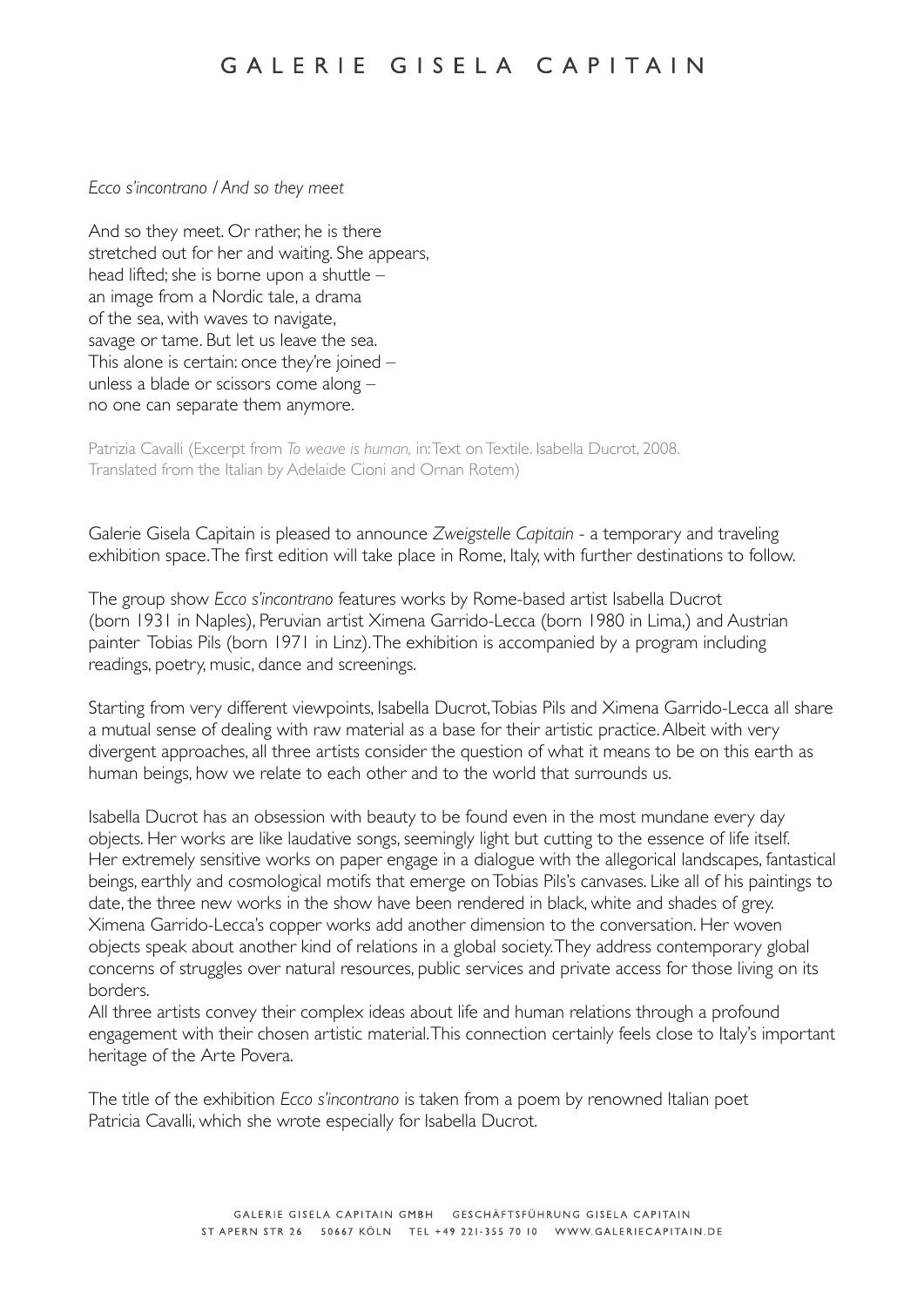# GALERIE GISELA CAPITAIN

*Ecco s'incontrano / And so they meet*

And so they meet. Or rather, he is there
stretched out for her and waiting. She appears,
head lifted; she is borne upon a shuttle –
an image from a Nordic tale, a drama
of the sea, with waves to navigate,
savage or tame. But let us leave the sea.
This alone is certain: once they're joined –
unless a blade or scissors come along –
no one can separate them anymore.

Patrizia Cavalli (Excerpt from *To weave is human,* in: Text on Textile. Isabella Ducrot, 2008.
Translated from the Italian by Adelaide Cioni and Ornan Rotem)

Galerie Gisela Capitain is pleased to announce *Zweigstelle Capitain* - a temporary and traveling exhibition space. The first edition will take place in Rome, Italy, with further destinations to follow.

The group show *Ecco s'incontrano* features works by Rome-based artist Isabella Ducrot (born 1931 in Naples), Peruvian artist Ximena Garrido-Lecca (born 1980 in Lima,) and Austrian painter Tobias Pils (born 1971 in Linz). The exhibition is accompanied by a program including readings, poetry, music, dance and screenings.

Starting from very different viewpoints, Isabella Ducrot, Tobias Pils and Ximena Garrido-Lecca all share a mutual sense of dealing with raw material as a base for their artistic practice. Albeit with very divergent approaches, all three artists consider the question of what it means to be on this earth as human beings, how we relate to each other and to the world that surrounds us.

Isabella Ducrot has an obsession with beauty to be found even in the most mundane every day objects. Her works are like laudative songs, seemingly light but cutting to the essence of life itself. Her extremely sensitive works on paper engage in a dialogue with the allegorical landscapes, fantastical beings, earthly and cosmological motifs that emerge on Tobias Pils's canvases. Like all of his paintings to date, the three new works in the show have been rendered in black, white and shades of grey. Ximena Garrido-Lecca's copper works add another dimension to the conversation. Her woven objects speak about another kind of relations in a global society. They address contemporary global concerns of struggles over natural resources, public services and private access for those living on its borders.
All three artists convey their complex ideas about life and human relations through a profound engagement with their chosen artistic material. This connection certainly feels close to Italy's important heritage of the Arte Povera.

The title of the exhibition *Ecco s'incontrano* is taken from a poem by renowned Italian poet Patricia Cavalli, which she wrote especially for Isabella Ducrot.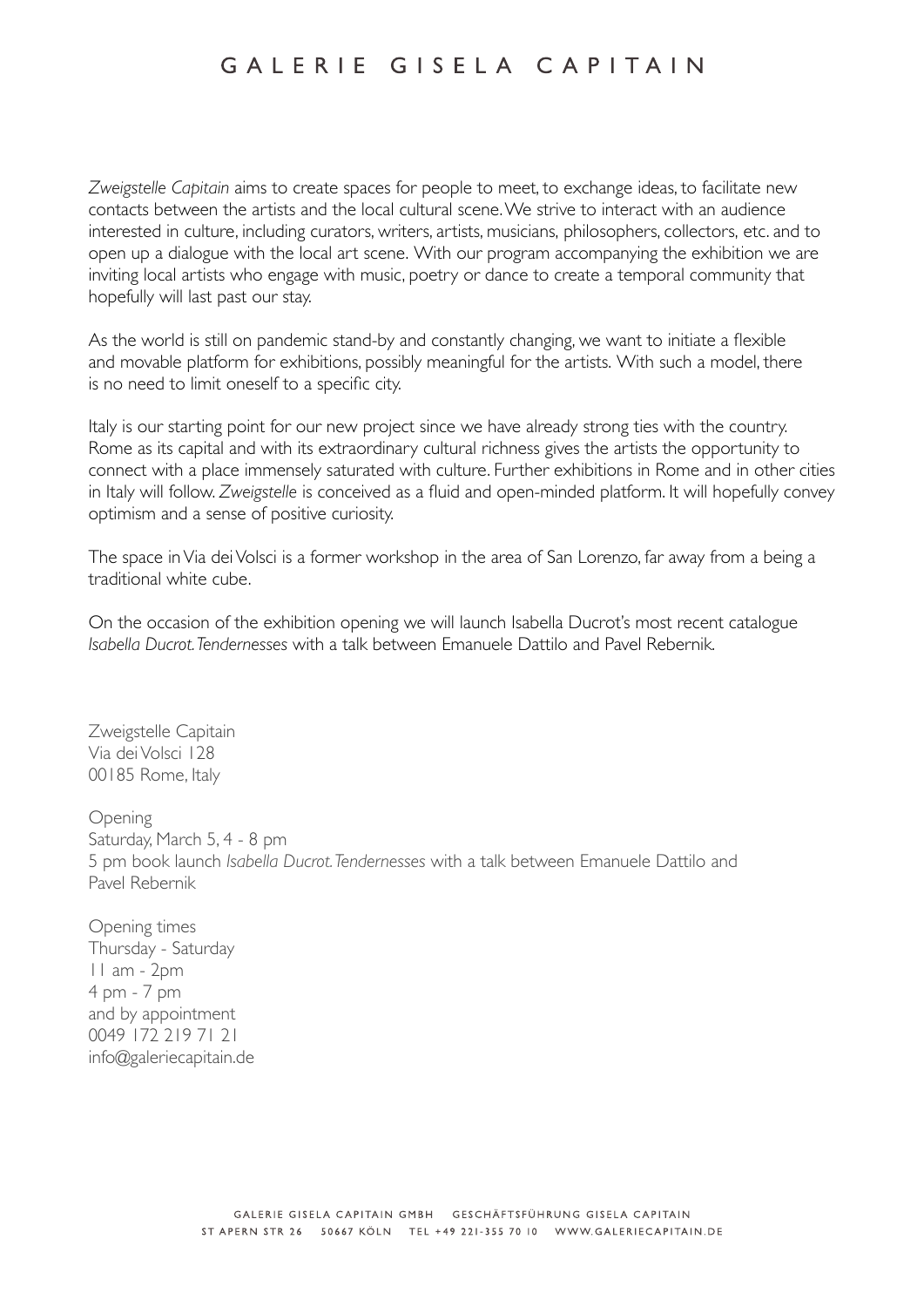*Zweigstelle Capitain* aims to create spaces for people to meet, to exchange ideas, to facilitate new contacts between the artists and the local cultural scene. We strive to interact with an audience interested in culture, including curators, writers, artists, musicians, philosophers, collectors, etc. and to open up a dialogue with the local art scene. With our program accompanying the exhibition we are inviting local artists who engage with music, poetry or dance to create a temporal community that hopefully will last past our stay.

As the world is still on pandemic stand-by and constantly changing, we want to initiate a flexible and movable platform for exhibitions, possibly meaningful for the artists. With such a model, there is no need to limit oneself to a specific city.

Italy is our starting point for our new project since we have already strong ties with the country. Rome as its capital and with its extraordinary cultural richness gives the artists the opportunity to connect with a place immensely saturated with culture. Further exhibitions in Rome and in other cities in Italy will follow. *Zweigstelle* is conceived as a fluid and open-minded platform. It will hopefully convey optimism and a sense of positive curiosity.

The space in Via dei Volsci is a former workshop in the area of San Lorenzo, far away from a being a traditional white cube.

On the occasion of the exhibition opening we will launch Isabella Ducrot's most recent catalogue *Isabella Ducrot. Tendernesses* with a talk between Emanuele Dattilo and Pavel Rebernik.

Zweigstelle Capitain
Via dei Volsci 128
00185 Rome, Italy

Opening
Saturday, March 5, 4 - 8 pm
5 pm book launch *Isabella Ducrot. Tendernesses* with a talk between Emanuele Dattilo and Pavel Rebernik

Opening times
Thursday - Saturday
11 am - 2pm
4 pm - 7 pm
and by appointment
0049 172 219 71 21
info@galeriecapitain.de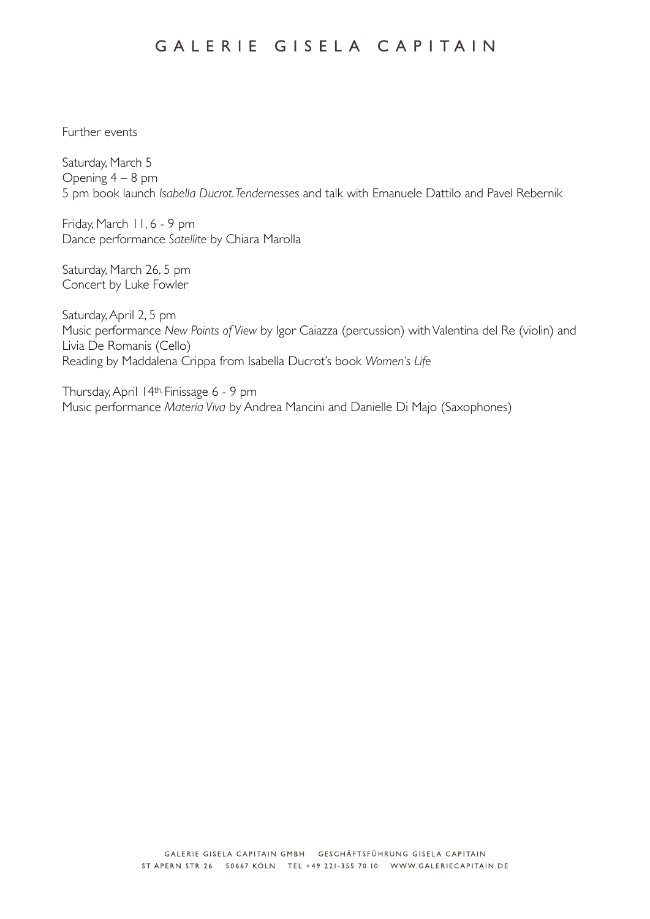Further events

Saturday, March 5
Opening 4 – 8 pm
5 pm book launch *Isabella Ducrot. Tendernesses* and talk with Emanuele Dattilo and Pavel Rebernik

Friday, March 11, 6 - 9 pm
Dance performance *Satellite* by Chiara Marolla

Saturday, March 26, 5 pm
Concert by Luke Fowler

Saturday, April 2, 5 pm
Music performance *New Points of View* by Igor Caiazza (percussion) with Valentina del Re (violin) and Livia De Romanis (Cello)
Reading by Maddalena Crippa from Isabella Ducrot's book *Women's Life*

Thursday, April 14th, Finissage 6 - 9 pm
Music performance *Materia Viva* by Andrea Mancini and Danielle Di Majo (Saxophones)